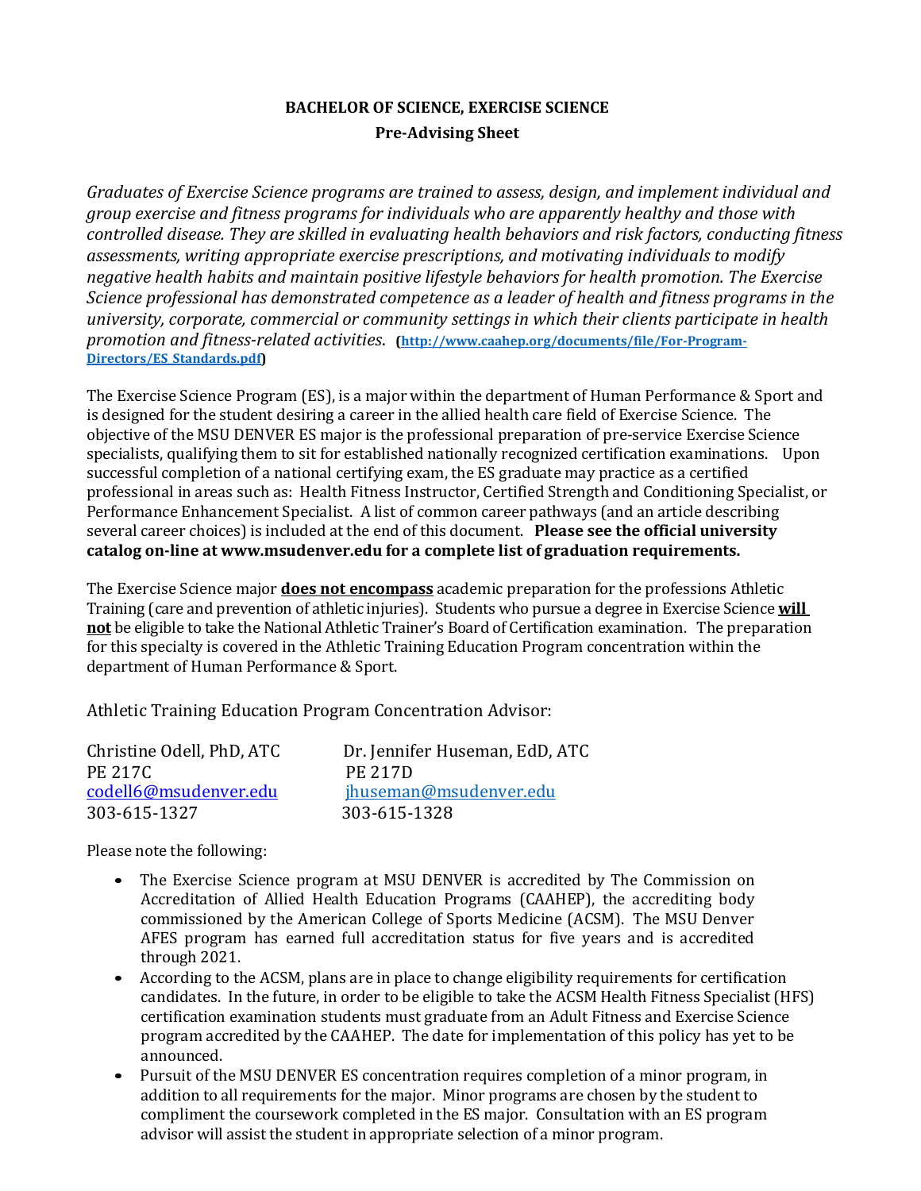# BACHELOR OF SCIENCE, EXERCISE SCIENCE

## Pre-Advising Sheet

*Graduates of Exercise Science programs are trained to assess, design, and implement individual and group exercise and fitness programs for individuals who are apparently healthy and those with controlled disease. They are skilled in evaluating health behaviors and risk factors, conducting fitness assessments, writing appropriate exercise prescriptions, and motivating individuals to modify negative health habits and maintain positive lifestyle behaviors for health promotion. The Exercise Science professional has demonstrated competence as a leader of health and fitness programs in the university, corporate, commercial or community settings in which their clients participate in health promotion and fitness-related activities.* **([http://www.caahep.org/documents/file/For-Program-Directors/ES_Standards.pdf](http://www.caahep.org/documents/file/For-Program-Directors/ES_Standards.pdf))**

The Exercise Science Program (ES), is a major within the department of Human Performance & Sport and is designed for the student desiring a career in the allied health care field of Exercise Science. The objective of the MSU DENVER ES major is the professional preparation of pre-service Exercise Science specialists, qualifying them to sit for established nationally recognized certification examinations. Upon successful completion of a national certifying exam, the ES graduate may practice as a certified professional in areas such as: Health Fitness Instructor, Certified Strength and Conditioning Specialist, or Performance Enhancement Specialist. A list of common career pathways (and an article describing several career choices) is included at the end of this document. **Please see the official university catalog on-line at www.msudenver.edu for a complete list of graduation requirements.**

The Exercise Science major <u>**does not encompass**</u> academic preparation for the professions Athletic Training (care and prevention of athletic injuries). Students who pursue a degree in Exercise Science <u>**will not**</u> be eligible to take the National Athletic Trainer's Board of Certification examination. The preparation for this specialty is covered in the Athletic Training Education Program concentration within the department of Human Performance & Sport.

Athletic Training Education Program Concentration Advisor:

| | |
|---|---|
| Christine Odell, PhD, ATC | Dr. Jennifer Huseman, EdD, ATC |
| PE 217C | PE 217D |
| [codell6@msudenver.edu](mailto:codell6@msudenver.edu) | [jhuseman@msudenver.edu](mailto:jhuseman@msudenver.edu) |
| 303-615-1327 | 303-615-1328 |

Please note the following:

- The Exercise Science program at MSU DENVER is accredited by The Commission on Accreditation of Allied Health Education Programs (CAAHEP), the accrediting body commissioned by the American College of Sports Medicine (ACSM). The MSU Denver AFES program has earned full accreditation status for five years and is accredited through 2021.
- According to the ACSM, plans are in place to change eligibility requirements for certification candidates. In the future, in order to be eligible to take the ACSM Health Fitness Specialist (HFS) certification examination students must graduate from an Adult Fitness and Exercise Science program accredited by the CAAHEP. The date for implementation of this policy has yet to be announced.
- Pursuit of the MSU DENVER ES concentration requires completion of a minor program, in addition to all requirements for the major. Minor programs are chosen by the student to compliment the coursework completed in the ES major. Consultation with an ES program advisor will assist the student in appropriate selection of a minor program.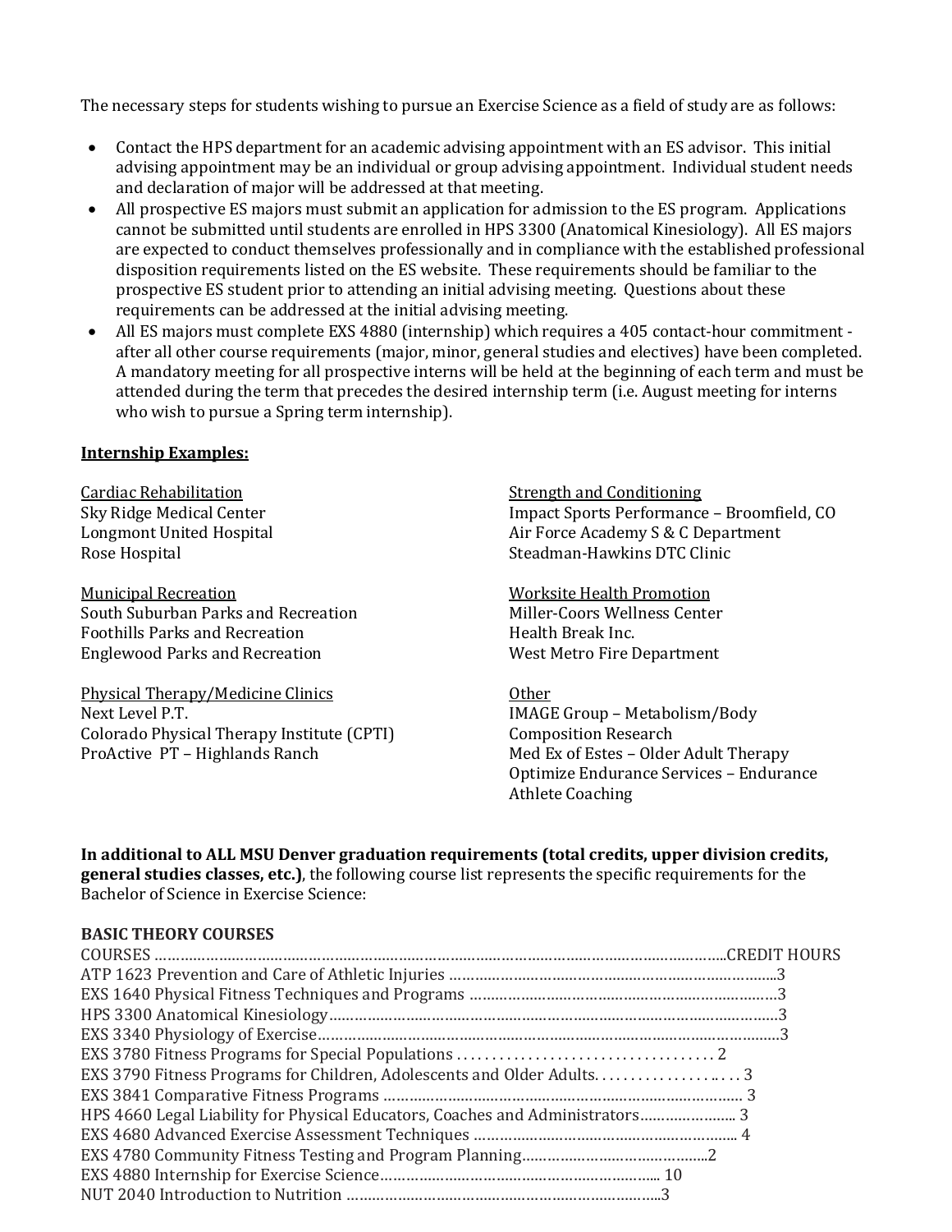The necessary steps for students wishing to pursue an Exercise Science as a field of study are as follows:

- Contact the HPS department for an academic advising appointment with an ES advisor. This initial advising appointment may be an individual or group advising appointment. Individual student needs and declaration of major will be addressed at that meeting.
- All prospective ES majors must submit an application for admission to the ES program. Applications cannot be submitted until students are enrolled in HPS 3300 (Anatomical Kinesiology). All ES majors are expected to conduct themselves professionally and in compliance with the established professional disposition requirements listed on the ES website. These requirements should be familiar to the prospective ES student prior to attending an initial advising meeting. Questions about these requirements can be addressed at the initial advising meeting.
- All ES majors must complete EXS 4880 (internship) which requires a 405 contact-hour commitment - after all other course requirements (major, minor, general studies and electives) have been completed. A mandatory meeting for all prospective interns will be held at the beginning of each term and must be attended during the term that precedes the desired internship term (i.e. August meeting for interns who wish to pursue a Spring term internship).

**Internship Examples:**

Cardiac Rehabilitation
Sky Ridge Medical Center
Longmont United Hospital
Rose Hospital

Municipal Recreation
South Suburban Parks and Recreation
Foothills Parks and Recreation
Englewood Parks and Recreation

Physical Therapy/Medicine Clinics
Next Level P.T.
Colorado Physical Therapy Institute (CPTI)
ProActive PT – Highlands Ranch

Strength and Conditioning
Impact Sports Performance – Broomfield, CO
Air Force Academy S & C Department
Steadman-Hawkins DTC Clinic

Worksite Health Promotion
Miller-Coors Wellness Center
Health Break Inc.
West Metro Fire Department

Other
IMAGE Group – Metabolism/Body Composition Research
Med Ex of Estes – Older Adult Therapy
Optimize Endurance Services – Endurance Athlete Coaching

**In additional to ALL MSU Denver graduation requirements (total credits, upper division credits, general studies classes, etc.)**, the following course list represents the specific requirements for the Bachelor of Science in Exercise Science:

**BASIC THEORY COURSES**

| COURSES | CREDIT HOURS |
|---|---|
| ATP 1623 Prevention and Care of Athletic Injuries | 3 |
| EXS 1640 Physical Fitness Techniques and Programs | 3 |
| HPS 3300 Anatomical Kinesiology | 3 |
| EXS 3340 Physiology of Exercise | 3 |
| EXS 3780 Fitness Programs for Special Populations | 2 |
| EXS 3790 Fitness Programs for Children, Adolescents and Older Adults | 3 |
| EXS 3841 Comparative Fitness Programs | 3 |
| HPS 4660 Legal Liability for Physical Educators, Coaches and Administrators | 3 |
| EXS 4680 Advanced Exercise Assessment Techniques | 4 |
| EXS 4780 Community Fitness Testing and Program Planning | 2 |
| EXS 4880 Internship for Exercise Science | 10 |
| NUT 2040 Introduction to Nutrition | 3 |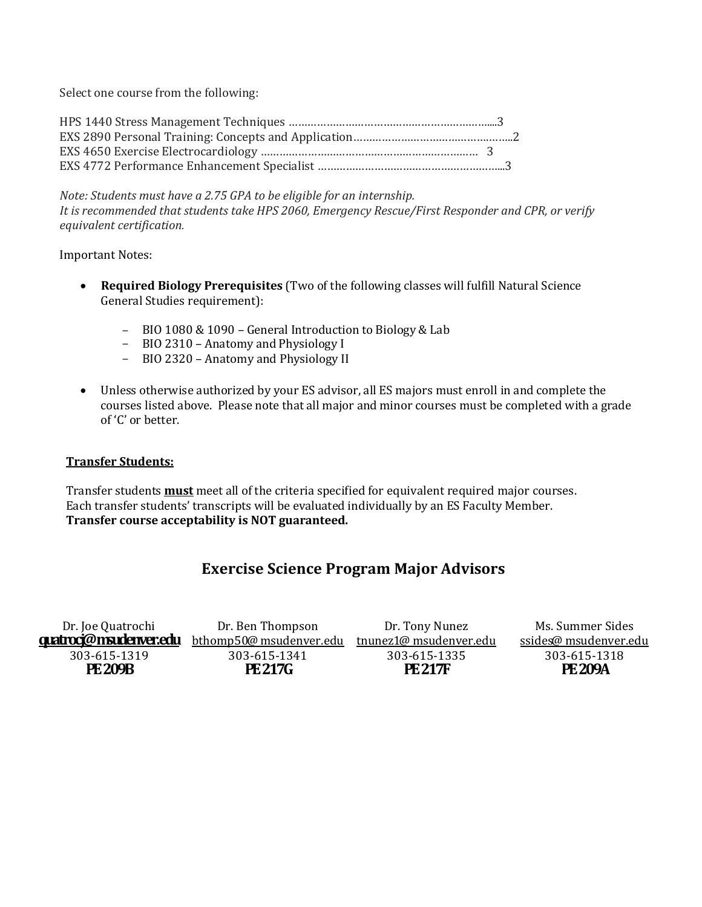Select one course from the following:

HPS 1440 Stress Management Techniques …………………………………………………….....3
EXS 2890 Personal Training: Concepts and Application……………………………………….....2
EXS 4650 Exercise Electrocardiology ……………………………………………………… 3
EXS 4772 Performance Enhancement Specialist …………………………………………………...3

*Note: Students must have a 2.75 GPA to be eligible for an internship.*
*It is recommended that students take HPS 2060, Emergency Rescue/First Responder and CPR, or verify equivalent certification.*

Important Notes:

- **Required Biology Prerequisites** (Two of the following classes will fulfill Natural Science General Studies requirement):
  - BIO 1080 & 1090 – General Introduction to Biology & Lab
  - BIO 2310 – Anatomy and Physiology I
  - BIO 2320 – Anatomy and Physiology II
- Unless otherwise authorized by your ES advisor, all ES majors must enroll in and complete the courses listed above. Please note that all major and minor courses must be completed with a grade of 'C' or better.

**Transfer Students:**

Transfer students **must** meet all of the criteria specified for equivalent required major courses. Each transfer students' transcripts will be evaluated individually by an ES Faculty Member.
**Transfer course acceptability is NOT guaranteed.**

## Exercise Science Program Major Advisors

| Dr. Joe Quatrochi | Dr. Ben Thompson | Dr. Tony Nunez | Ms. Summer Sides |
|---|---|---|---|
| **quatrocj@msudenver.edu** | bthomp50@ msudenver.edu | tnunez1@ msudenver.edu | ssides@ msudenver.edu |
| 303-615-1319 | 303-615-1341 | 303-615-1335 | 303-615-1318 |
| **PE 209B** | **PE 217G** | **PE 217F** | **PE 209A** |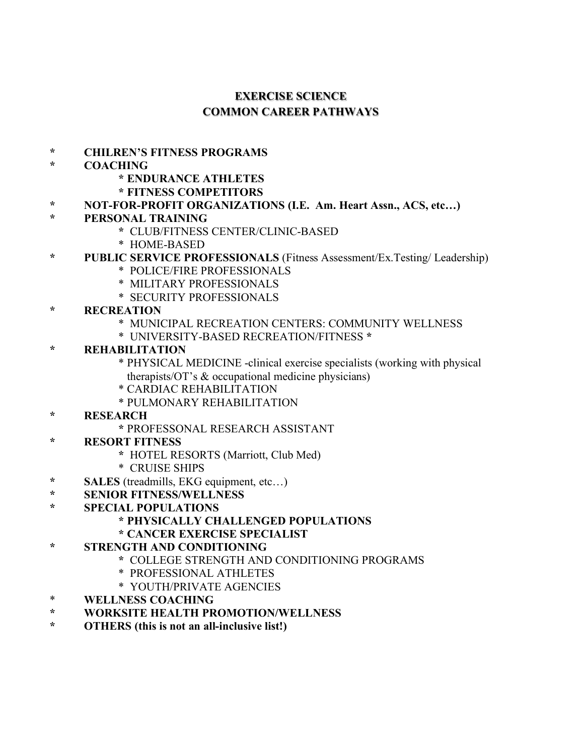# EXERCISE SCIENCE
# COMMON CAREER PATHWAYS

- **CHILREN'S FITNESS PROGRAMS**
- **COACHING**
  - **ENDURANCE ATHLETES**
  - **FITNESS COMPETITORS**
- **NOT-FOR-PROFIT ORGANIZATIONS (I.E. Am. Heart Assn., ACS, etc…)**
- **PERSONAL TRAINING**
  - CLUB/FITNESS CENTER/CLINIC-BASED
  - HOME-BASED
- **PUBLIC SERVICE PROFESSIONALS** (Fitness Assessment/Ex.Testing/ Leadership)
  - POLICE/FIRE PROFESSIONALS
  - MILITARY PROFESSIONALS
  - SECURITY PROFESSIONALS
- **RECREATION**
  - MUNICIPAL RECREATION CENTERS: COMMUNITY WELLNESS
  - UNIVERSITY-BASED RECREATION/FITNESS *
- **REHABILITATION**
  - PHYSICAL MEDICINE -clinical exercise specialists (working with physical therapists/OT's & occupational medicine physicians)
  - CARDIAC REHABILITATION
  - PULMONARY REHABILITATION
- **RESEARCH**
  - PROFESSONAL RESEARCH ASSISTANT
- **RESORT FITNESS**
  - HOTEL RESORTS (Marriott, Club Med)
  - CRUISE SHIPS
- **SALES** (treadmills, EKG equipment, etc…)
- **SENIOR FITNESS/WELLNESS**
- **SPECIAL POPULATIONS**
  - **PHYSICALLY CHALLENGED POPULATIONS**
  - **CANCER EXERCISE SPECIALIST**
- **STRENGTH AND CONDITIONING**
  - COLLEGE STRENGTH AND CONDITIONING PROGRAMS
  - PROFESSIONAL ATHLETES
  - YOUTH/PRIVATE AGENCIES
- **WELLNESS COACHING**
- **WORKSITE HEALTH PROMOTION/WELLNESS**
- **OTHERS (this is not an all-inclusive list!)**